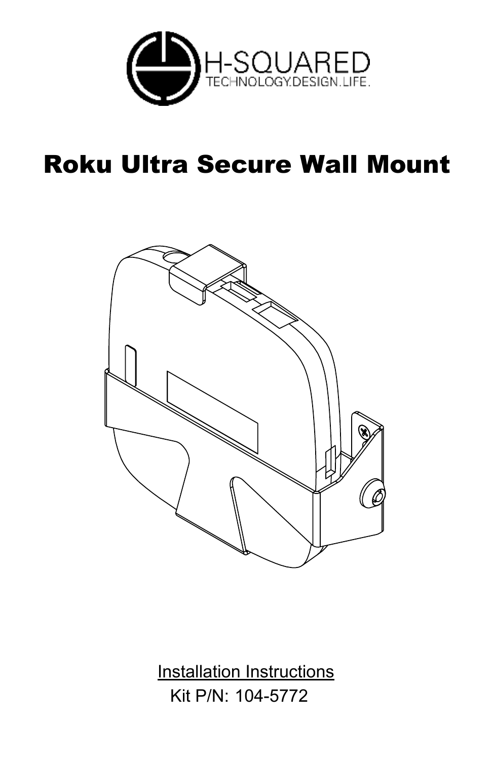H-SQUARED
TECHNOLOGY.DESIGN.LIFE.

# Roku Ultra Secure Wall Mount

Installation Instructions

Kit P/N: 104-5772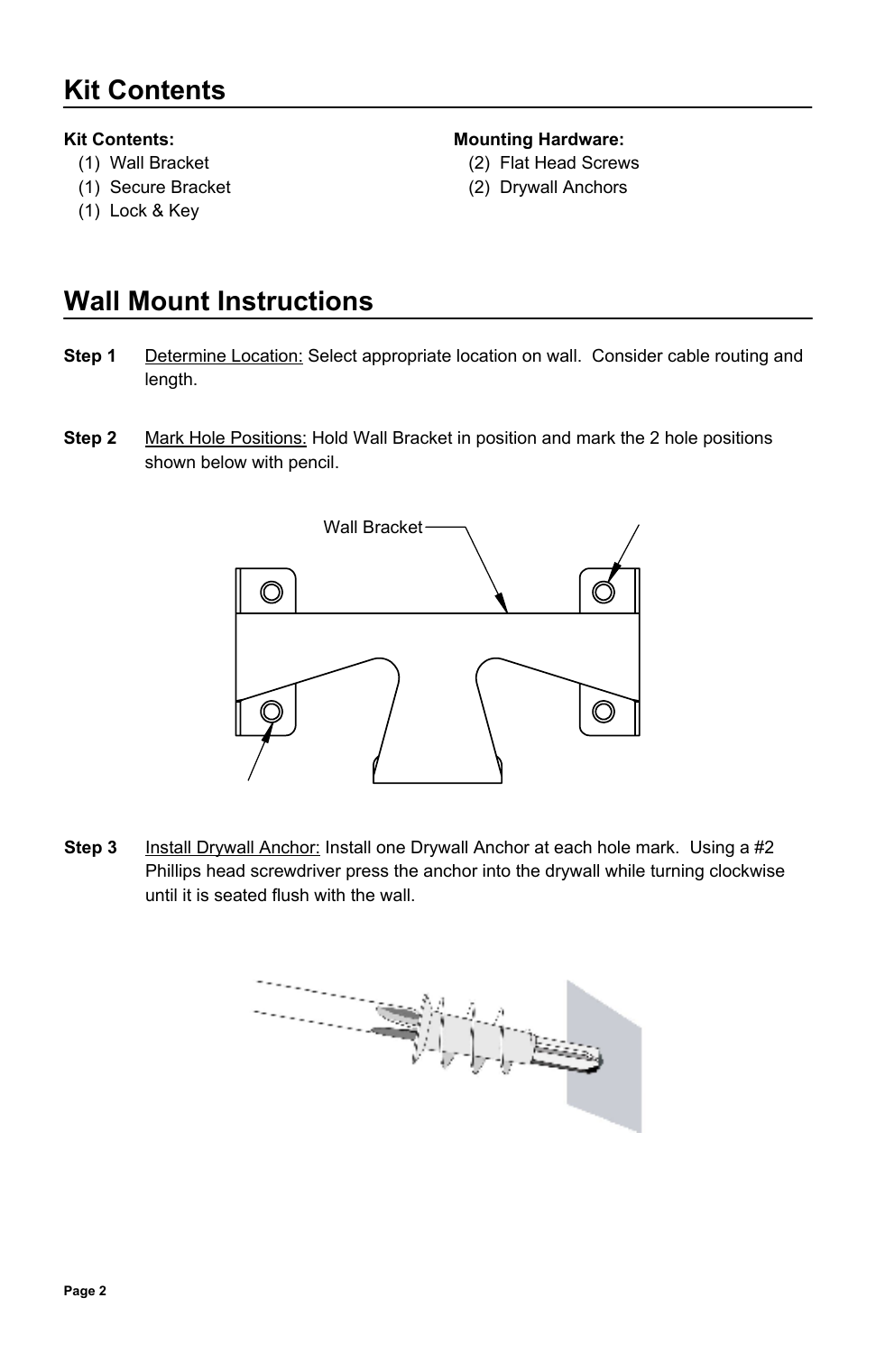## Kit Contents

**Kit Contents:**
- (1) Wall Bracket
- (1) Secure Bracket
- (1) Lock & Key

**Mounting Hardware:**
- (2) Flat Head Screws
- (2) Drywall Anchors

## Wall Mount Instructions

**Step 1** Determine Location: Select appropriate location on wall. Consider cable routing and length.

**Step 2** Mark Hole Positions: Hold Wall Bracket in position and mark the 2 hole positions shown below with pencil.

Wall Bracket

**Step 3** Install Drywall Anchor: Install one Drywall Anchor at each hole mark. Using a #2 Phillips head screwdriver press the anchor into the drywall while turning clockwise until it is seated flush with the wall.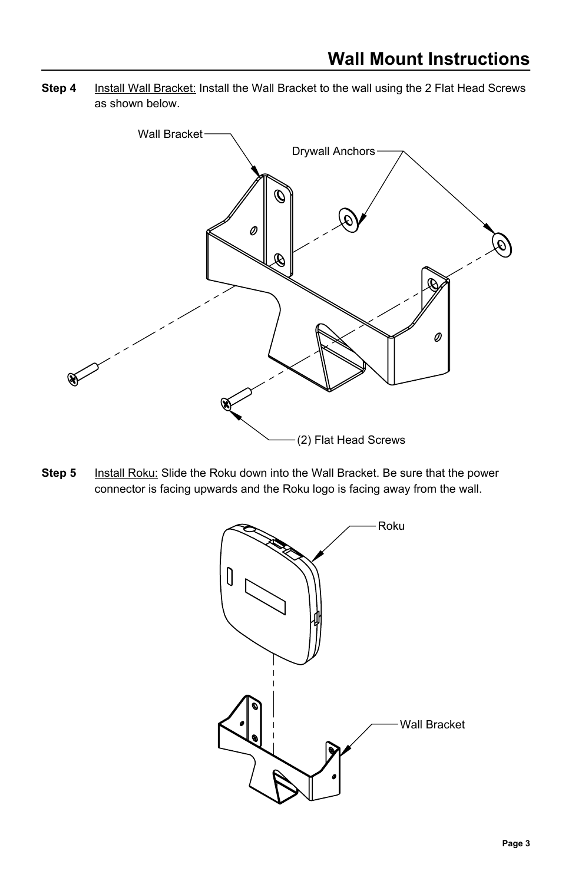# Wall Mount Instructions

**Step 4** Install Wall Bracket: Install the Wall Bracket to the wall using the 2 Flat Head Screws as shown below.

Wall Bracket

Drywall Anchors

(2) Flat Head Screws

**Step 5** Install Roku: Slide the Roku down into the Wall Bracket. Be sure that the power connector is facing upwards and the Roku logo is facing away from the wall.

Roku

Wall Bracket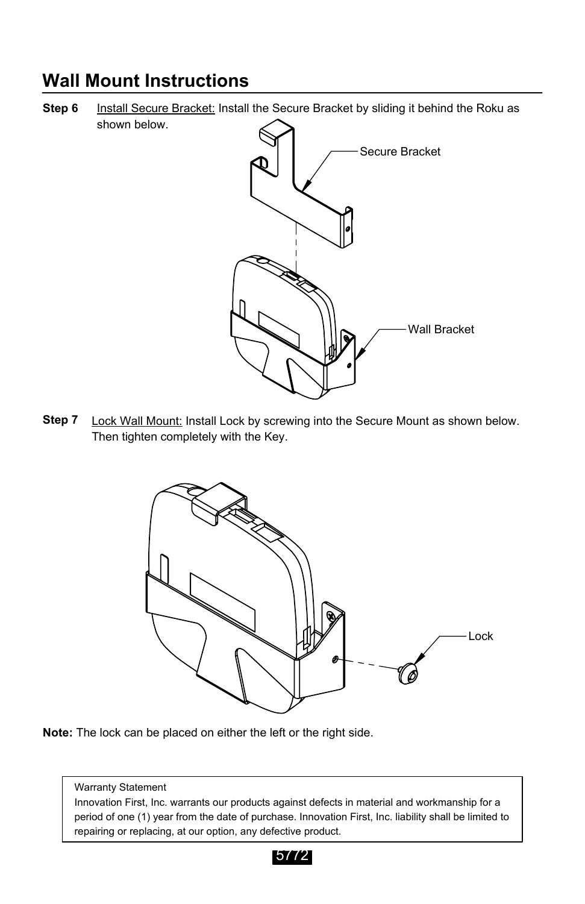# Wall Mount Instructions

**Step 6** Install Secure Bracket: Install the Secure Bracket by sliding it behind the Roku as shown below.

Secure Bracket

Wall Bracket

**Step 7** Lock Wall Mount: Install Lock by screwing into the Secure Mount as shown below. Then tighten completely with the Key.

Lock

**Note:** The lock can be placed on either the left or the right side.

Warranty Statement
Innovation First, Inc. warrants our products against defects in material and workmanship for a period of one (1) year from the date of purchase. Innovation First, Inc. liability shall be limited to repairing or replacing, at our option, any defective product.

5772